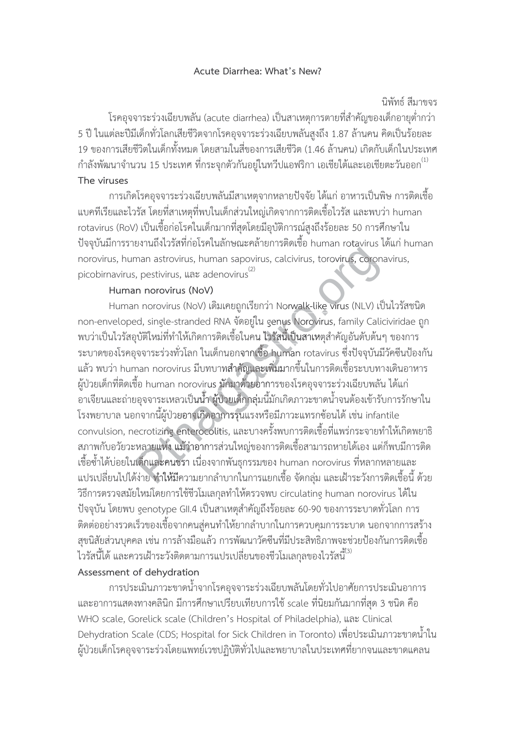# Acute Diarrhea: What's New?

นิพัทธ์ สีมาขจร

โรคอุจจาระร่วงเฉียบพลัน (acute diarrhea) เป็นสาเหตุการตายที่สำคัญของเด็กอายุต่ำกว่า 5 ปี ในแต่ละปีมีเด็กทั่วโลกเสียชีวิตจากโรคอุจจาระร่วงเฉียบพลันสูงถึง 1.87 ล้านคน คิดเป็นร้อยละ 19 ของการเสียชีวิตในเด็กทั้งหมด โดยสามในสี่ของการเสียชีวิต (1.46 ล้านคน) เกิดกับเด็กในประเทศกำลังพัฒนาจำนวน 15 ประเทศ ที่กระจุกตัวกันอยู่ในทวีปแอฟริกา เอเชียใต้และเอเชียตะวันออก[1]

## The viruses

การเกิดโรคอุจจาระร่วงเฉียบพลันมีสาเหตุจากหลายปัจจัย ได้แก่ อาหารเป็นพิษ การติดเชื้อแบคทีเรียและไวรัส โดยที่สาเหตุที่พบในเด็กส่วนใหญ่เกิดจากการติดเชื้อไวรัส และพบว่า human rotavirus (RoV) เป็นเชื้อก่อโรคในเด็กมากที่สุดโดยมีอุบัติการณ์สูงถึงร้อยละ 50 การศึกษาในปัจจุบันมีการรายงานถึงไวรัสที่ก่อโรคในลักษณะคล้ายการติดเชื้อ human rotavirus ได้แก่ human norovirus, human astrovirus, human sapovirus, calcivirus, torovirus, coronavirus, picobirnavirus, pestivirus, และ adenovirus[2]

### Human norovirus (NoV)

Human norovirus (NoV) เดิมเคยถูกเรียกว่า Norwalk-like virus (NLV) เป็นไวรัสชนิด non-enveloped, single-stranded RNA จัดอยู่ใน genus Norovirus, family Caliciviridae ถูกพบว่าเป็นไวรัสอุบัติใหม่ที่ทำให้เกิดการติดเชื้อในคน ไวรัสนี้เป็นสาเหตุสำคัญอันดับต้นๆ ของการระบาดของโรคอุจจาระร่วงทั่วโลก ในเด็กนอกจากเชื้อ human rotavirus ซึ่งปัจจุบันมีวัคซีนป้องกันแล้ว พบว่า human norovirus มีบทบาทสำคัญและเพิ่มมากขึ้นในการติดเชื้อระบบทางเดินอาหาร ผู้ป่วยเด็กที่ติดเชื้อ human norovirus มักมาด้วยอาการของโรคอุจจาระร่วงเฉียบพลัน ได้แก่ อาเจียนและถ่ายอุจจาระเหลวเป็นน้ำ ผู้ป่วยเด็กกลุ่มนี้มักเกิดภาวะขาดน้ำจนต้องเข้ารับการรักษาในโรงพยาบาล นอกจากนี้ผู้ป่วยอาจเกิดอาการรุนแรงหรือมีภาวะแทรกซ้อนได้ เช่น infantile convulsion, necrotizing enterocolitis, และบางครั้งพบการติดเชื้อที่แพร่กระจายทำให้เกิดพยาธิสภาพกับอวัยวะหลายแห่ง แม้ว่าอาการส่วนใหญ่ของการติดเชื้อสามารถหายได้เอง แต่ก็พบมีการติดเชื้อซ้ำได้บ่อยในเด็กและคนชรา เนื่องจากพันธุกรรมของ human norovirus ที่หลากหลายและแปรเปลี่ยนไปได้ง่าย ทำให้มีความยากลำบากในการแยกเชื้อ จัดกลุ่ม และเฝ้าระวังการติดเชื้อนี้ ด้วยวิธีการตรวจสมัยใหม่โดยการใช้ชีวโมเลกุลทำให้ตรวจพบ circulating human norovirus ได้ในปัจจุบัน โดยพบ genotype GII.4 เป็นสาเหตุสำคัญถึงร้อยละ 60-90 ของการระบาดทั่วโลก การติดต่ออย่างรวดเร็วของเชื้อจากคนสู่คนทำให้ยากลำบากในการควบคุมการระบาด นอกจากการสร้างสุขนิสัยส่วนบุคคล เช่น การล้างมือแล้ว การพัฒนาวัคซีนที่มีประสิทธิภาพจะช่วยป้องกันการติดเชื้อไวรัสนี้ได้ และควรเฝ้าระวังติดตามการแปรเปลี่ยนของชีวโมเลกุลของไวรัสนี้[3]

## Assessment of dehydration

การประเมินภาวะขาดน้ำจากโรคอุจจาระร่วงเฉียบพลันโดยทั่วไปอาศัยการประเมินอาการและอาการแสดงทางคลินิก มีการศึกษาเปรียบเทียบการใช้ scale ที่นิยมกันมากที่สุด 3 ชนิด คือ WHO scale, Gorelick scale (Children's Hospital of Philadelphia), และ Clinical Dehydration Scale (CDS; Hospital for Sick Children in Toronto) เพื่อประเมินภาวะขาดน้ำในผู้ป่วยเด็กโรคอุจจาระร่วงโดยแพทย์เวชปฏิบัติทั่วไปและพยาบาลในประเทศที่ยากจนและขาดแคลน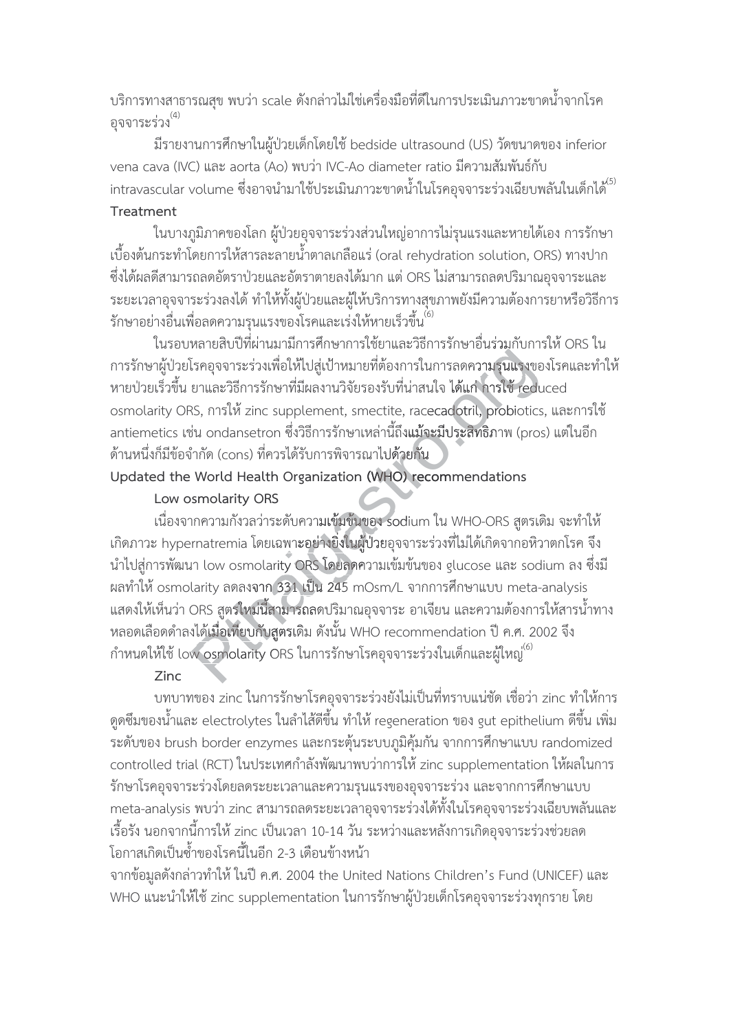บริการทางสาธารณสุข พบว่า scale ดังกล่าวไม่ใช่เครื่องมือที่ดีในการประเมินภาวะขาดน้ำจากโรคอุจจาระร่วง[4]

มีรายงานการศึกษาในผู้ป่วยเด็กโดยใช้ bedside ultrasound (US) วัดขนาดของ inferior vena cava (IVC) และ aorta (Ao) พบว่า IVC-Ao diameter ratio มีความสัมพันธ์กับ intravascular volume ซึ่งอาจนำมาใช้ประเมินภาวะขาดน้ำในโรคอุจจาระร่วงเฉียบพลันในเด็กได้[5]

**Treatment**

ในบางภูมิภาคของโลก ผู้ป่วยอุจจาระร่วงส่วนใหญ่อาการไม่รุนแรงและหายได้เอง การรักษาเบื้องต้นกระทำโดยการให้สารละลายน้ำตาลเกลือแร่ (oral rehydration solution, ORS) ทางปาก ซึ่งได้ผลดีสามารถลดอัตราป่วยและอัตราตายลงได้มาก แต่ ORS ไม่สามารถลดปริมาณอุจจาระและระยะเวลาอุจจาระร่วงลงได้ ทำให้ทั้งผู้ป่วยและผู้ให้บริการทางสุขภาพยังมีความต้องการยาหรือวิธีการรักษาอย่างอื่นเพื่อลดความรุนแรงของโรคและเร่งให้หายเร็วขึ้น[6]

ในรอบหลายสิบปีที่ผ่านมามีการศึกษาการใช้ยาและวิธีการรักษาอื่นร่วมกับการให้ ORS ในการรักษาผู้ป่วยโรคอุจจาระร่วงเพื่อให้ไปสู่เป้าหมายที่ต้องการในการลดความรุนแรงของโรคและทำให้หายป่วยเร็วขึ้น ยาและวิธีการรักษาที่มีผลงานวิจัยรองรับที่น่าสนใจ ได้แก่ การใช้ reduced osmolarity ORS, การให้ zinc supplement, smectite, racecadotril, probiotics, และการใช้ antiemetics เช่น ondansetron ซึ่งวิธีการรักษาเหล่านี้ถึงแม้จะมีประสิทธิภาพ (pros) แต่ในอีกด้านหนึ่งก็มีข้อจำกัด (cons) ที่ควรได้รับการพิจารณาไปด้วยกัน

**Updated the World Health Organization (WHO) recommendations**

**Low osmolarity ORS**

เนื่องจากความกังวลว่าระดับความเข้มข้นของ sodium ใน WHO-ORS สูตรเดิม จะทำให้เกิดภาวะ hypernatremia โดยเฉพาะอย่างยิ่งในผู้ป่วยอุจจาระร่วงที่ไม่ได้เกิดจากอหิวาตกโรค จึงนำไปสู่การพัฒนา low osmolarity ORS โดยลดความเข้มข้นของ glucose และ sodium ลง ซึ่งมีผลทำให้ osmolarity ลดลงจาก 331 เป็น 245 mOsm/L จากการศึกษาแบบ meta-analysis แสดงให้เห็นว่า ORS สูตรใหม่นี้สามารถลดปริมาณอุจจาระ อาเจียน และความต้องการให้สารน้ำทางหลอดเลือดดำลงได้เมื่อเทียบกับสูตรเดิม ดังนั้น WHO recommendation ปี ค.ศ. 2002 จึงกำหนดให้ใช้ low osmolarity ORS ในการรักษาโรคอุจจาระร่วงในเด็กและผู้ใหญ่[6]

**Zinc**

บทบาทของ zinc ในการรักษาโรคอุจจาระร่วงยังไม่เป็นที่ทราบแน่ชัด เชื่อว่า zinc ทำให้การดูดซึมของน้ำและ electrolytes ในลำไส้ดีขึ้น ทำให้ regeneration ของ gut epithelium ดีขึ้น เพิ่มระดับของ brush border enzymes และกระตุ้นระบบภูมิคุ้มกัน จากการศึกษาแบบ randomized controlled trial (RCT) ในประเทศกำลังพัฒนาพบว่าการให้ zinc supplementation ให้ผลในการรักษาโรคอุจจาระร่วงโดยลดระยะเวลาและความรุนแรงของอุจจาระร่วง และจากการศึกษาแบบ meta-analysis พบว่า zinc สามารถลดระยะเวลาอุจจาระร่วงได้ทั้งในโรคอุจจาระร่วงเฉียบพลันและเรื้อรัง นอกจากนี้การให้ zinc เป็นเวลา 10-14 วัน ระหว่างและหลังการเกิดอุจจาระร่วงช่วยลดโอกาสเกิดเป็นซ้ำของโรคนี้ในอีก 2-3 เดือนข้างหน้า

จากข้อมูลดังกล่าวทำให้ ในปี ค.ศ. 2004 the United Nations Children's Fund (UNICEF) และ WHO แนะนำให้ใช้ zinc supplementation ในการรักษาผู้ป่วยเด็กโรคอุจจาระร่วงทุกราย โดย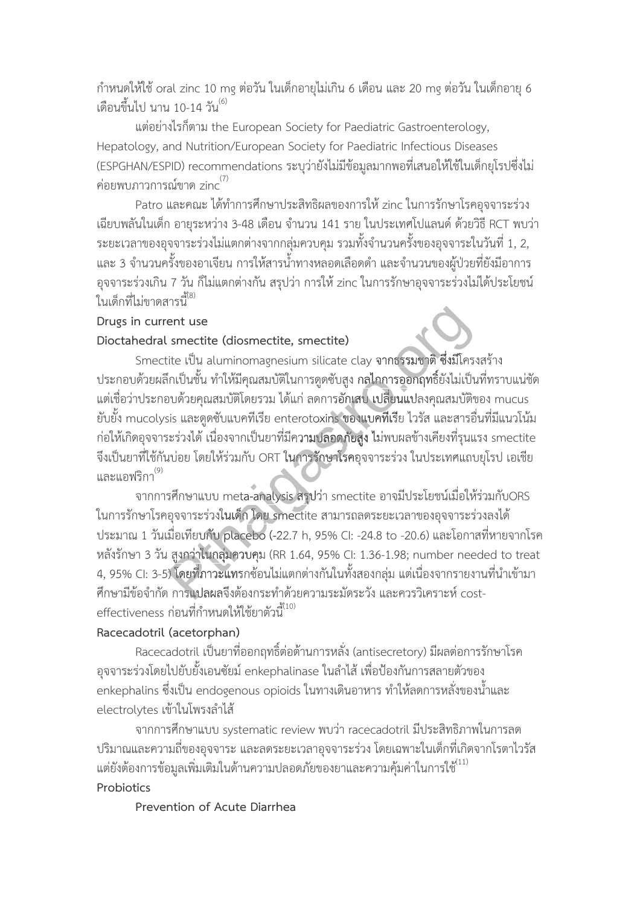กำหนดให้ใช้ oral zinc 10 mg ต่อวัน ในเด็กอายุไม่เกิน 6 เดือน และ 20 mg ต่อวัน ในเด็กอายุ 6 เดือนขึ้นไป นาน 10-14 วัน[6]

แต่อย่างไรก็ตาม the European Society for Paediatric Gastroenterology, Hepatology, and Nutrition/European Society for Paediatric Infectious Diseases (ESPGHAN/ESPID) recommendations ระบุว่ายังไม่มีข้อมูลมากพอที่เสนอให้ใช้ในเด็กยุโรปซึ่งไม่ค่อยพบภาวการณ์ขาด zinc[7]

Patro และคณะ ได้ทำการศึกษาประสิทธิผลของการให้ zinc ในการรักษาโรคอุจจาระร่วงเฉียบพลันในเด็ก อายุระหว่าง 3-48 เดือน จำนวน 141 ราย ในประเทศโปแลนด์ ด้วยวิธี RCT พบว่าระยะเวลาของอุจจาระร่วงไม่แตกต่างจากกลุ่มควบคุม รวมทั้งจำนวนครั้งของอุจจาระในวันที่ 1, 2, และ 3 จำนวนครั้งของอาเจียน การให้สารน้ำทางหลอดเลือดดำ และจำนวนของผู้ป่วยที่ยังมีอาการอุจจาระร่วงเกิน 7 วัน ก็ไม่แตกต่างกัน สรุปว่า การให้ zinc ในการรักษาอุจจาระร่วงไม่ได้ประโยชน์ในเด็กที่ไม่ขาดสารนี้[8]

**Drugs in current use**

**Dioctahedral smectite (diosmectite, smectite)**

Smectite เป็น aluminomagnesium silicate clay จากธรรมชาติ ซึ่งมีโครงสร้างประกอบด้วยผลึกเป็นชั้น ทำให้มีคุณสมบัติในการดูดซับสูง กลไกการออกฤทธิ์ยังไม่เป็นที่ทราบแน่ชัด แต่เชื่อว่าประกอบด้วยคุณสมบัติโดยรวม ได้แก่ ลดการอักเสบ เปลี่ยนแปลงคุณสมบัติของ mucus ยับยั้ง mucolysis และดูดซับแบคทีเรีย enterotoxins ของแบคทีเรีย ไวรัส และสารอื่นที่มีแนวโน้มก่อให้เกิดอุจจาระร่วงได้ เนื่องจากเป็นยาที่มีความปลอดภัยสูง ไม่พบผลข้างเคียงที่รุนแรง smectite จึงเป็นยาที่ใช้กันบ่อย โดยให้ร่วมกับ ORT ในการรักษาโรคอุจจาระร่วง ในประเทศแถบยุโรป เอเชีย และแอฟริกา[9]

จากการศึกษาแบบ meta-analysis สรุปว่า smectite อาจมีประโยชน์เมื่อให้ร่วมกับORS ในการรักษาโรคอุจจาระร่วงในเด็ก โดย smectite สามารถลดระยะเวลาของอุจจาระร่วงลงได้ประมาณ 1 วันเมื่อเทียบกับ placebo (-22.7 h, 95% CI: -24.8 to -20.6) และโอกาสที่หายจากโรคหลังรักษา 3 วัน สูงกว่าในกลุ่มควบคุม (RR 1.64, 95% CI: 1.36-1.98; number needed to treat 4, 95% CI: 3-5) โดยที่ภาวะแทรกซ้อนไม่แตกต่างกันในทั้งสองกลุ่ม แต่เนื่องจากรายงานที่นำเข้ามาศึกษามีข้อจำกัด การแปลผลจึงต้องกระทำด้วยความระมัดระวัง และควรวิเคราะห์ cost-effectiveness ก่อนที่กำหนดให้ใช้ยาตัวนี้[10]

**Racecadotril (acetorphan)**

Racecadotril เป็นยาที่ออกฤทธิ์ต่อต้านการหลั่ง (antisecretory) มีผลต่อการรักษาโรคอุจจาระร่วงโดยไปยับยั้งเอนซัยม์ enkephalinase ในลำไส้ เพื่อป้องกันการสลายตัวของ enkephalins ซึ่งเป็น endogenous opioids ในทางเดินอาหาร ทำให้ลดการหลั่งของน้ำและ electrolytes เข้าในโพรงลำไส้

จากการศึกษาแบบ systematic review พบว่า racecadotril มีประสิทธิภาพในการลดปริมาณและความถี่ของอุจจาระ และลดระยะเวลาอุจจาระร่วง โดยเฉพาะในเด็กที่เกิดจากโรตาไวรัส แต่ยังต้องการข้อมูลเพิ่มเติมในด้านความปลอดภัยของยาและความคุ้มค่าในการใช้[11]

**Probiotics**

**Prevention of Acute Diarrhea**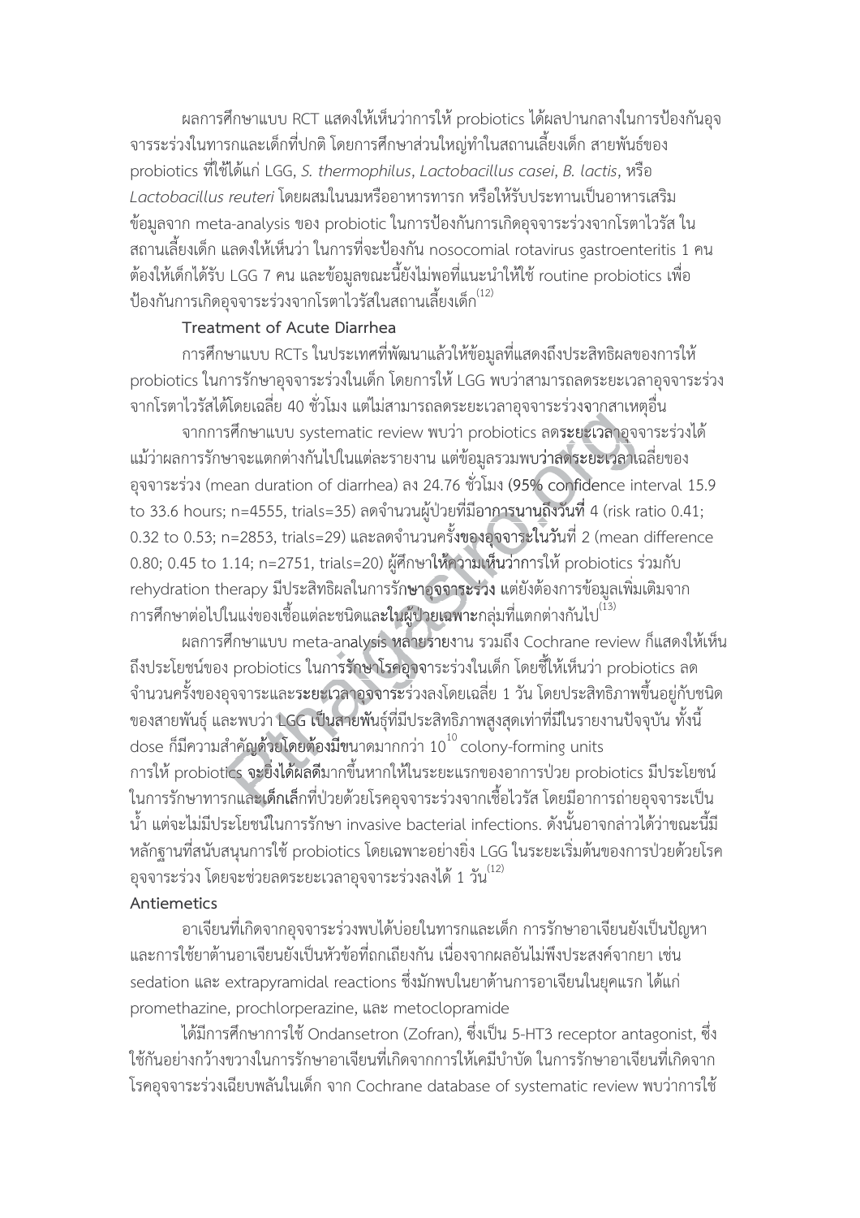ผลการศึกษาแบบ RCT แสดงให้เห็นว่าการให้ probiotics ได้ผลปานกลางในการป้องกันอุจจาระร่วงในทารกและเด็กที่ปกติ โดยการศึกษาส่วนใหญ่ทำในสถานเลี้ยงเด็ก สายพันธ์ของ probiotics ที่ใช้ได้แก่ LGG, *S. thermophilus*, *Lactobacillus casei*, *B. lactis*, หรือ *Lactobacillus reuteri* โดยผสมในนมหรืออาหารทารก หรือให้รับประทานเป็นอาหารเสริม ข้อมูลจาก meta-analysis ของ probiotic ในการป้องกันการเกิดอุจจาระร่วงจากโรตาไวรัส ในสถานเลี้ยงเด็ก แสดงให้เห็นว่า ในการที่จะป้องกัน nosocomial rotavirus gastroenteritis 1 คน ต้องให้เด็กได้รับ LGG 7 คน และข้อมูลขณะนี้ยังไม่พอที่แนะนำให้ใช้ routine probiotics เพื่อป้องกันการเกิดอุจจาระร่วงจากโรตาไวรัสในสถานเลี้ยงเด็ก[12]

**Treatment of Acute Diarrhea**

การศึกษาแบบ RCTs ในประเทศที่พัฒนาแล้วให้ข้อมูลที่แสดงถึงประสิทธิผลของการให้ probiotics ในการรักษาอุจจาระร่วงในเด็ก โดยการให้ LGG พบว่าสามารถลดระยะเวลาอุจจาระร่วงจากโรตาไวรัสได้โดยเฉลี่ย 40 ชั่วโมง แต่ไม่สามารถลดระยะเวลาอุจจาระร่วงจากสาเหตุอื่น

จากการศึกษาแบบ systematic review พบว่า probiotics ลดระยะเวลาอุจจาระร่วงได้ แม้ว่าผลการรักษาจะแตกต่างกันไปในแต่ละรายงาน แต่ข้อมูลรวมพบว่าลดระยะเวลาเฉลี่ยของอุจจาระร่วง (mean duration of diarrhea) ลง 24.76 ชั่วโมง (95% confidence interval 15.9 to 33.6 hours; n=4555, trials=35) ลดจำนวนผู้ป่วยที่มีอาการนานถึงวันที่ 4 (risk ratio 0.41; 0.32 to 0.53; n=2853, trials=29) และลดจำนวนครั้งของอุจจาระในวันที่ 2 (mean difference 0.80; 0.45 to 1.14; n=2751, trials=20) ผู้ศึกษาให้ความเห็นว่าการให้ probiotics ร่วมกับ rehydration therapy มีประสิทธิผลในการรักษาอุจจาระร่วง แต่ยังต้องการข้อมูลเพิ่มเติมจากการศึกษาต่อไปในแง่ของเชื้อแต่ละชนิดและในผู้ป่วยเฉพาะกลุ่มที่แตกต่างกันไป[13]

ผลการศึกษาแบบ meta-analysis หลายรายงาน รวมถึง Cochrane review ก็แสดงให้เห็นถึงประโยชน์ของ probiotics ในการรักษาโรคอุจจาระร่วงในเด็ก โดยชี้ให้เห็นว่า probiotics ลดจำนวนครั้งของอุจจาระและระยะเวลาอุจจาระร่วงลงโดยเฉลี่ย 1 วัน โดยประสิทธิภาพขึ้นอยู่กับชนิดของสายพันธุ์ และพบว่า LGG เป็นสายพันธุ์ที่มีประสิทธิภาพสูงสุดเท่าที่มีในรายงานปัจจุบัน ทั้งนี้ dose ก็มีความสำคัญด้วยโดยต้องมีขนาดมากกว่า $10^{10}$ colony-forming units การให้ probiotics จะยิ่งได้ผลดีมากขึ้นหากให้ในระยะแรกของอาการป่วย probiotics มีประโยชน์ในการรักษาทารกและเด็กเล็กที่ป่วยด้วยโรคอุจจาระร่วงจากเชื้อไวรัส โดยมีอาการถ่ายอุจจาระเป็นน้ำ แต่จะไม่มีประโยชน์ในการรักษา invasive bacterial infections. ดังนั้นอาจกล่าวได้ว่าขณะนี้มีหลักฐานที่สนับสนุนการใช้ probiotics โดยเฉพาะอย่างยิ่ง LGG ในระยะเริ่มต้นของการป่วยด้วยโรคอุจจาระร่วง โดยจะช่วยลดระยะเวลาอุจจาระร่วงลงได้ 1 วัน[12]

**Antiemetics**

อาเจียนที่เกิดจากอุจจาระร่วงพบได้บ่อยในทารกและเด็ก การรักษาอาเจียนยังเป็นปัญหา และการใช้ยาต้านอาเจียนยังเป็นหัวข้อที่ถกเถียงกัน เนื่องจากผลอันไม่พึงประสงค์จากยา เช่น sedation และ extrapyramidal reactions ซึ่งมักพบในยาต้านการอาเจียนในยุคแรก ได้แก่ promethazine, prochlorperazine, และ metoclopramide

ได้มีการศึกษาการใช้ Ondansetron (Zofran), ซึ่งเป็น 5-HT3 receptor antagonist, ซึ่งใช้กันอย่างกว้างขวางในการรักษาอาเจียนที่เกิดจากการให้เคมีบำบัด ในการรักษาอาเจียนที่เกิดจากโรคอุจจาระร่วงเฉียบพลันในเด็ก จาก Cochrane database of systematic review พบว่าการใช้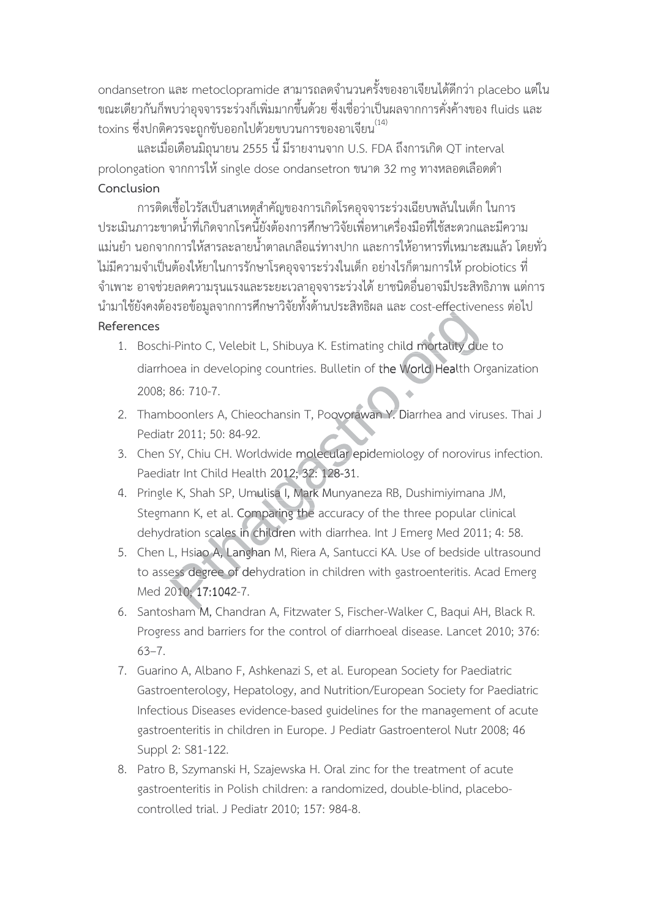ondansetron และ metoclopramide สามารถลดจำนวนครั้งของอาเจียนได้ดีกว่า placebo แต่ในขณะเดียวกันก็พบว่าอุจจาระร่วงก็เพิ่มมากขึ้นด้วย ซึ่งเชื่อว่าเป็นผลจากการคั่งค้างของ fluids และ toxins ซึ่งปกติควรจะถูกขับออกไปด้วยขบวนการของอาเจียน[14]

และเมื่อเดือนมิถุนายน 2555 นี้ มีรายงานจาก U.S. FDA ถึงการเกิด QT interval prolongation จากการให้ single dose ondansetron ขนาด 32 mg ทางหลอดเลือดดำ

**Conclusion**

การติดเชื้อไวรัสเป็นสาเหตุสำคัญของการเกิดโรคอุจจาระร่วงเฉียบพลันในเด็ก ในการประเมินภาวะขาดน้ำที่เกิดจากโรคนี้ยังต้องการศึกษาวิจัยเพื่อหาเครื่องมือที่ใช้สะดวกและมีความแม่นยำ นอกจากการให้สารละลายน้ำตาลเกลือแร่ทางปาก และการให้อาหารที่เหมาะสมแล้ว โดยทั่วไม่มีความจำเป็นต้องให้ยาในการรักษาโรคอุจจาระร่วงในเด็ก อย่างไรก็ตามการให้ probiotics ที่จำเพาะ อาจช่วยลดความรุนแรงและระยะเวลาอุจจาระร่วงได้ ยาชนิดอื่นอาจมีประสิทธิภาพ แต่การนำมาใช้ยังคงต้องรอข้อมูลจากการศึกษาวิจัยทั้งด้านประสิทธิผล และ cost-effectiveness ต่อไป

**References**

1. Boschi-Pinto C, Velebit L, Shibuya K. Estimating child mortality due to diarrhoea in developing countries. Bulletin of the World Health Organization 2008; 86: 710-7.
2. Thamboonlers A, Chieochansin T, Poovorawan Y. Diarrhea and viruses. Thai J Pediatr 2011; 50: 84-92.
3. Chen SY, Chiu CH. Worldwide molecular epidemiology of norovirus infection. Paediatr Int Child Health 2012; 32: 128-31.
4. Pringle K, Shah SP, Umulisa I, Mark Munyaneza RB, Dushimiyimana JM, Stegmann K, et al. Comparing the accuracy of the three popular clinical dehydration scales in children with diarrhea. Int J Emerg Med 2011; 4: 58.
5. Chen L, Hsiao A, Langhan M, Riera A, Santucci KA. Use of bedside ultrasound to assess degree of dehydration in children with gastroenteritis. Acad Emerg Med 2010; 17:1042-7.
6. Santosham M, Chandran A, Fitzwater S, Fischer-Walker C, Baqui AH, Black R. Progress and barriers for the control of diarrhoeal disease. Lancet 2010; 376: 63–7.
7. Guarino A, Albano F, Ashkenazi S, et al. European Society for Paediatric Gastroenterology, Hepatology, and Nutrition/European Society for Paediatric Infectious Diseases evidence-based guidelines for the management of acute gastroenteritis in children in Europe. J Pediatr Gastroenterol Nutr 2008; 46 Suppl 2: S81-122.
8. Patro B, Szymanski H, Szajewska H. Oral zinc for the treatment of acute gastroenteritis in Polish children: a randomized, double-blind, placebo-controlled trial. J Pediatr 2010; 157: 984-8.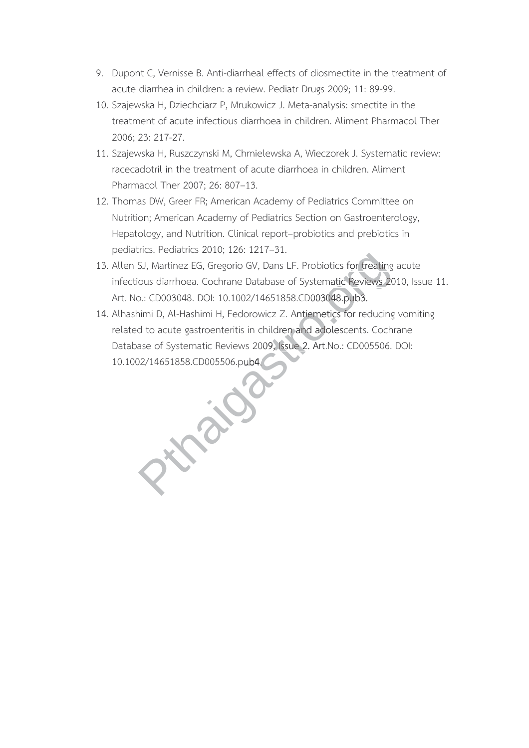9. Dupont C, Vernisse B. Anti-diarrheal effects of diosmectite in the treatment of acute diarrhea in children: a review. Pediatr Drugs 2009; 11: 89-99.
10. Szajewska H, Dziechciarz P, Mrukowicz J. Meta-analysis: smectite in the treatment of acute infectious diarrhoea in children. Aliment Pharmacol Ther 2006; 23: 217-27.
11. Szajewska H, Ruszczynski M, Chmielewska A, Wieczorek J. Systematic review: racecadotril in the treatment of acute diarrhoea in children. Aliment Pharmacol Ther 2007; 26: 807–13.
12. Thomas DW, Greer FR; American Academy of Pediatrics Committee on Nutrition; American Academy of Pediatrics Section on Gastroenterology, Hepatology, and Nutrition. Clinical report–probiotics and prebiotics in pediatrics. Pediatrics 2010; 126: 1217–31.
13. Allen SJ, Martinez EG, Gregorio GV, Dans LF. Probiotics for treating acute infectious diarrhoea. Cochrane Database of Systematic Reviews 2010, Issue 11. Art. No.: CD003048. DOI: 10.1002/14651858.CD003048.pub3.
14. Alhashimi D, Al-Hashimi H, Fedorowicz Z. Antiemetics for reducing vomiting related to acute gastroenteritis in children and adolescents. Cochrane Database of Systematic Reviews 2009, Issue 2. Art.No.: CD005506. DOI: 10.1002/14651858.CD005506.pub4.